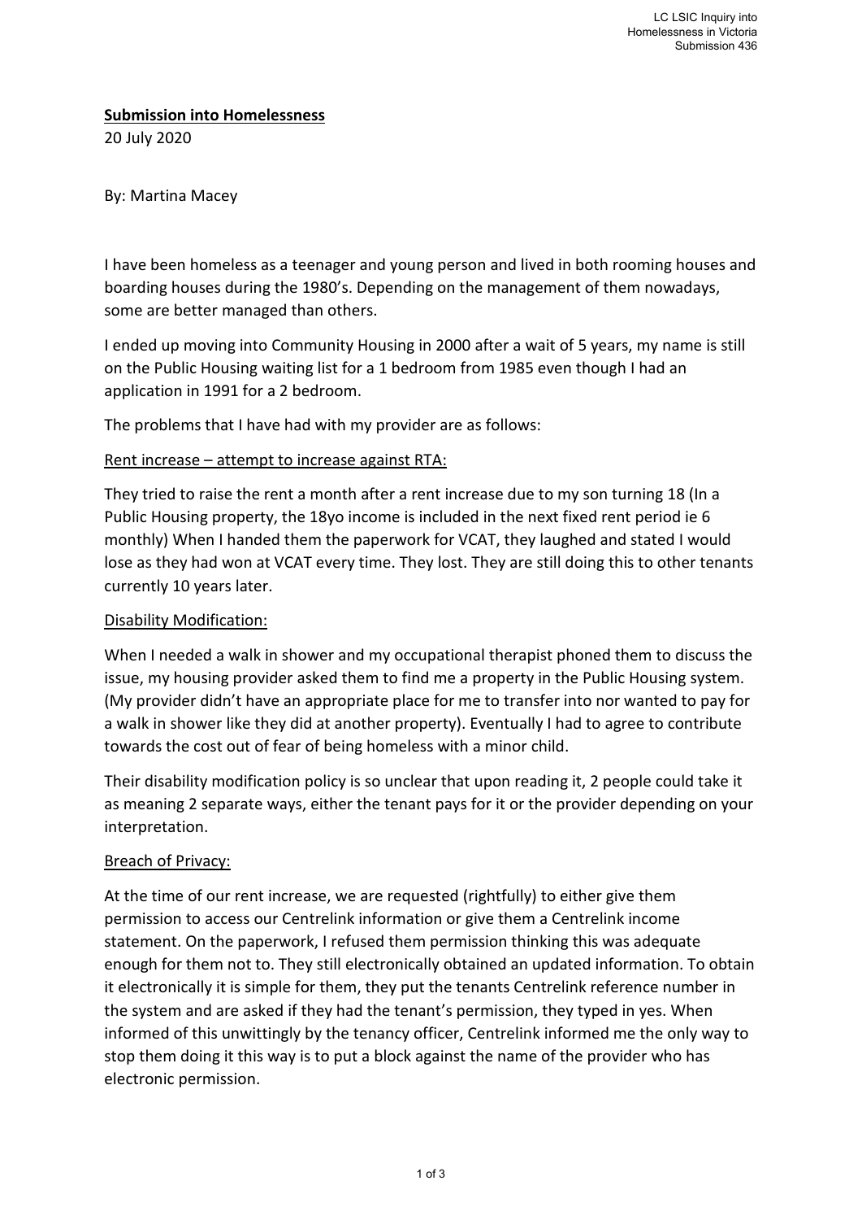**Submission into Homelessness**

20 July 2020

By: Martina Macey

I have been homeless as a teenager and young person and lived in both rooming houses and boarding houses during the 1980's. Depending on the management of them nowadays, some are better managed than others.

I ended up moving into Community Housing in 2000 after a wait of 5 years, my name is still on the Public Housing waiting list for a 1 bedroom from 1985 even though I had an application in 1991 for a 2 bedroom.

The problems that I have had with my provider are as follows:

Rent increase – attempt to increase against RTA:

They tried to raise the rent a month after a rent increase due to my son turning 18 (In a Public Housing property, the 18yo income is included in the next fixed rent period ie 6 monthly) When I handed them the paperwork for VCAT, they laughed and stated I would lose as they had won at VCAT every time. They lost. They are still doing this to other tenants currently 10 years later.

Disability Modification:

When I needed a walk in shower and my occupational therapist phoned them to discuss the issue, my housing provider asked them to find me a property in the Public Housing system. (My provider didn't have an appropriate place for me to transfer into nor wanted to pay for a walk in shower like they did at another property). Eventually I had to agree to contribute towards the cost out of fear of being homeless with a minor child.

Their disability modification policy is so unclear that upon reading it, 2 people could take it as meaning 2 separate ways, either the tenant pays for it or the provider depending on your interpretation.

Breach of Privacy:

At the time of our rent increase, we are requested (rightfully) to either give them permission to access our Centrelink information or give them a Centrelink income statement. On the paperwork, I refused them permission thinking this was adequate enough for them not to. They still electronically obtained an updated information. To obtain it electronically it is simple for them, they put the tenants Centrelink reference number in the system and are asked if they had the tenant's permission, they typed in yes. When informed of this unwittingly by the tenancy officer, Centrelink informed me the only way to stop them doing it this way is to put a block against the name of the provider who has electronic permission.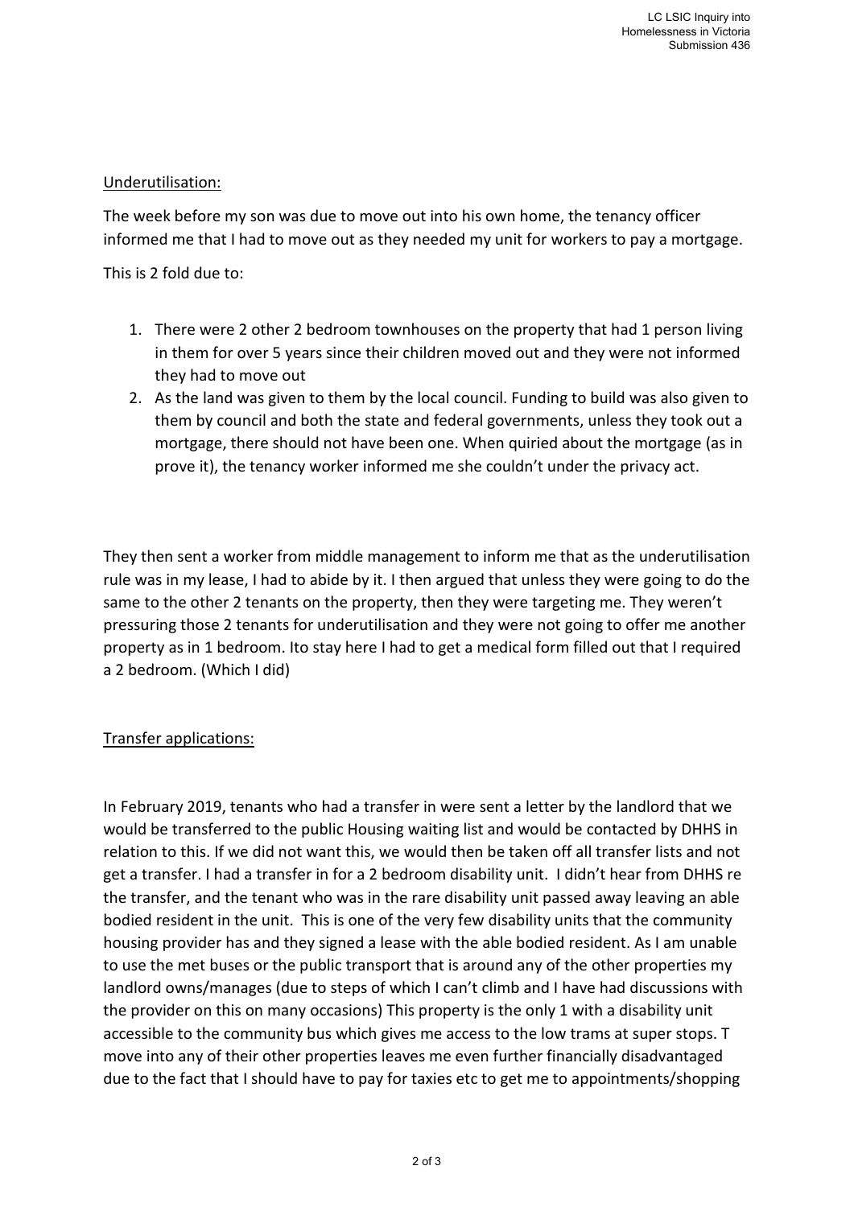Underutilisation:

The week before my son was due to move out into his own home, the tenancy officer informed me that I had to move out as they needed my unit for workers to pay a mortgage.

This is 2 fold due to:

1. There were 2 other 2 bedroom townhouses on the property that had 1 person living in them for over 5 years since their children moved out and they were not informed they had to move out
2. As the land was given to them by the local council. Funding to build was also given to them by council and both the state and federal governments, unless they took out a mortgage, there should not have been one. When quiried about the mortgage (as in prove it), the tenancy worker informed me she couldn't under the privacy act.

They then sent a worker from middle management to inform me that as the underutilisation rule was in my lease, I had to abide by it. I then argued that unless they were going to do the same to the other 2 tenants on the property, then they were targeting me. They weren't pressuring those 2 tenants for underutilisation and they were not going to offer me another property as in 1 bedroom. Ito stay here I had to get a medical form filled out that I required a 2 bedroom. (Which I did)

Transfer applications:

In February 2019, tenants who had a transfer in were sent a letter by the landlord that we would be transferred to the public Housing waiting list and would be contacted by DHHS in relation to this. If we did not want this, we would then be taken off all transfer lists and not get a transfer. I had a transfer in for a 2 bedroom disability unit. I didn't hear from DHHS re the transfer, and the tenant who was in the rare disability unit passed away leaving an able bodied resident in the unit. This is one of the very few disability units that the community housing provider has and they signed a lease with the able bodied resident. As I am unable to use the met buses or the public transport that is around any of the other properties my landlord owns/manages (due to steps of which I can't climb and I have had discussions with the provider on this on many occasions) This property is the only 1 with a disability unit accessible to the community bus which gives me access to the low trams at super stops. T move into any of their other properties leaves me even further financially disadvantaged due to the fact that I should have to pay for taxies etc to get me to appointments/shopping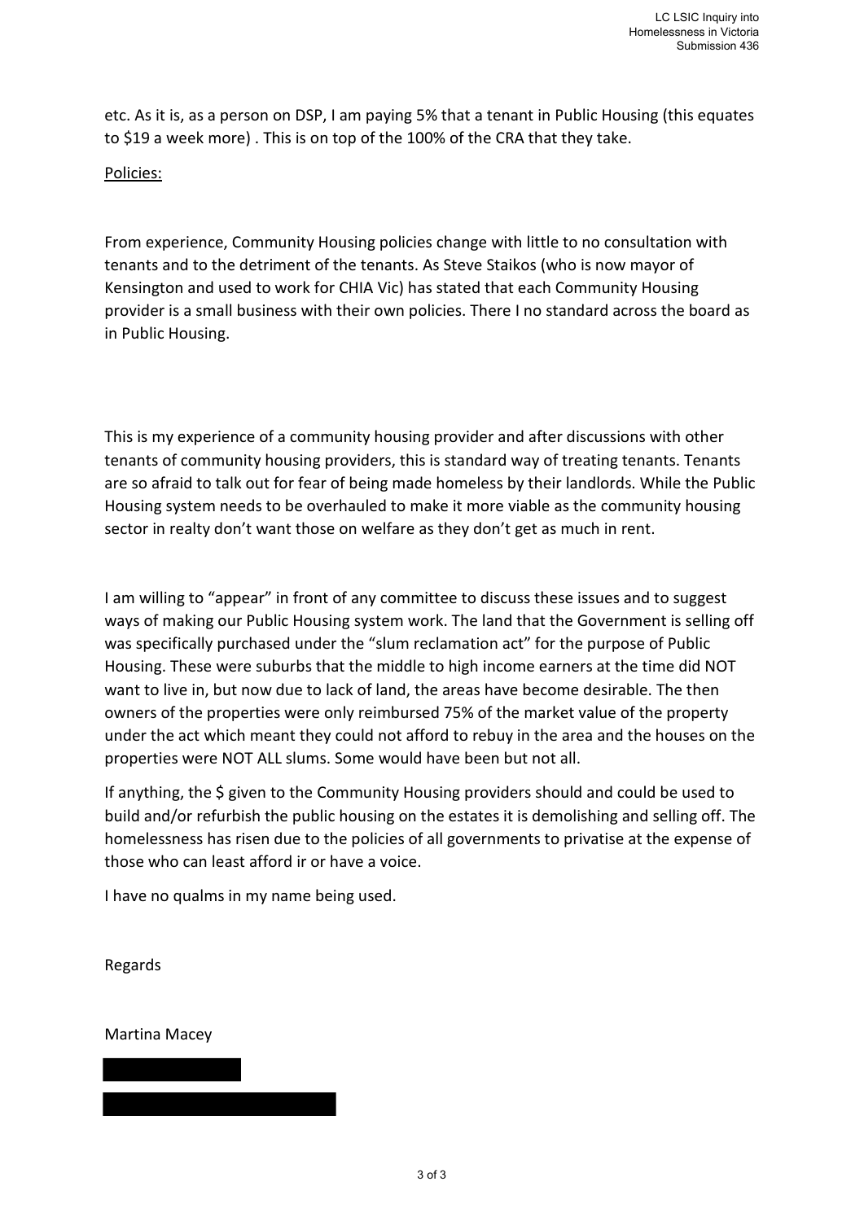etc. As it is, as a person on DSP, I am paying 5% that a tenant in Public Housing (this equates to $19 a week more) . This is on top of the 100% of the CRA that they take.

Policies:

From experience, Community Housing policies change with little to no consultation with tenants and to the detriment of the tenants. As Steve Staikos (who is now mayor of Kensington and used to work for CHIA Vic) has stated that each Community Housing provider is a small business with their own policies. There I no standard across the board as in Public Housing.

This is my experience of a community housing provider and after discussions with other tenants of community housing providers, this is standard way of treating tenants. Tenants are so afraid to talk out for fear of being made homeless by their landlords. While the Public Housing system needs to be overhauled to make it more viable as the community housing sector in realty don't want those on welfare as they don't get as much in rent.

I am willing to "appear" in front of any committee to discuss these issues and to suggest ways of making our Public Housing system work. The land that the Government is selling off was specifically purchased under the "slum reclamation act" for the purpose of Public Housing. These were suburbs that the middle to high income earners at the time did NOT want to live in, but now due to lack of land, the areas have become desirable. The then owners of the properties were only reimbursed 75% of the market value of the property under the act which meant they could not afford to rebuy in the area and the houses on the properties were NOT ALL slums. Some would have been but not all.

If anything, the $ given to the Community Housing providers should and could be used to build and/or refurbish the public housing on the estates it is demolishing and selling off. The homelessness has risen due to the policies of all governments to privatise at the expense of those who can least afford ir or have a voice.

I have no qualms in my name being used.

Regards

Martina Macey